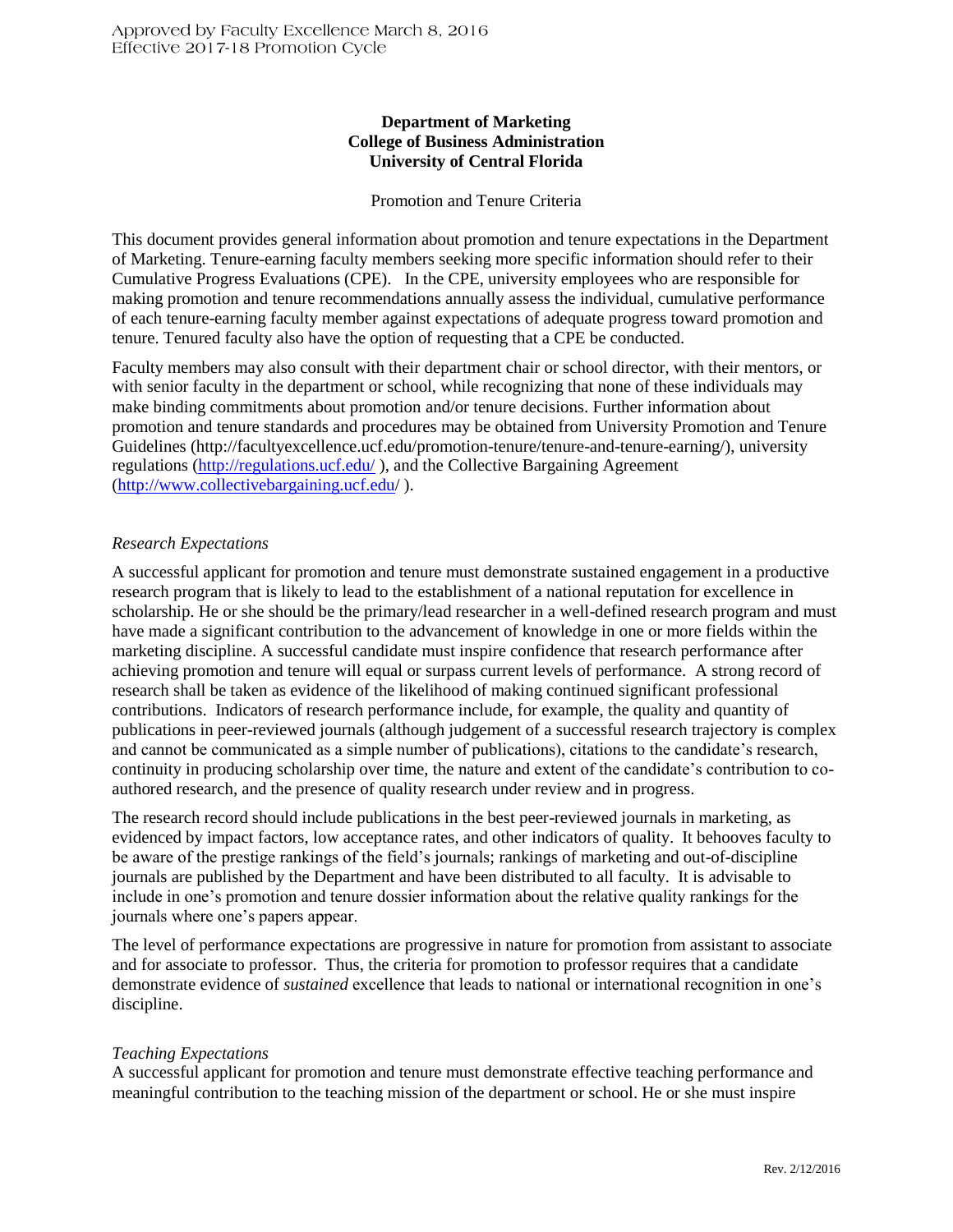Approved by Faculty Excellence March 8, 2016
Effective 2017-18 Promotion Cycle

**Department of Marketing**
**College of Business Administration**
**University of Central Florida**

Promotion and Tenure Criteria

This document provides general information about promotion and tenure expectations in the Department of Marketing. Tenure-earning faculty members seeking more specific information should refer to their Cumulative Progress Evaluations (CPE). In the CPE, university employees who are responsible for making promotion and tenure recommendations annually assess the individual, cumulative performance of each tenure-earning faculty member against expectations of adequate progress toward promotion and tenure. Tenured faculty also have the option of requesting that a CPE be conducted.

Faculty members may also consult with their department chair or school director, with their mentors, or with senior faculty in the department or school, while recognizing that none of these individuals may make binding commitments about promotion and/or tenure decisions. Further information about promotion and tenure standards and procedures may be obtained from University Promotion and Tenure Guidelines (http://facultyexcellence.ucf.edu/promotion-tenure/tenure-and-tenure-earning/), university regulations (http://regulations.ucf.edu/ ), and the Collective Bargaining Agreement (http://www.collectivebargaining.ucf.edu/ ).

*Research Expectations*

A successful applicant for promotion and tenure must demonstrate sustained engagement in a productive research program that is likely to lead to the establishment of a national reputation for excellence in scholarship. He or she should be the primary/lead researcher in a well-defined research program and must have made a significant contribution to the advancement of knowledge in one or more fields within the marketing discipline. A successful candidate must inspire confidence that research performance after achieving promotion and tenure will equal or surpass current levels of performance. A strong record of research shall be taken as evidence of the likelihood of making continued significant professional contributions. Indicators of research performance include, for example, the quality and quantity of publications in peer-reviewed journals (although judgement of a successful research trajectory is complex and cannot be communicated as a simple number of publications), citations to the candidate's research, continuity in producing scholarship over time, the nature and extent of the candidate's contribution to co-authored research, and the presence of quality research under review and in progress.

The research record should include publications in the best peer-reviewed journals in marketing, as evidenced by impact factors, low acceptance rates, and other indicators of quality. It behooves faculty to be aware of the prestige rankings of the field's journals; rankings of marketing and out-of-discipline journals are published by the Department and have been distributed to all faculty. It is advisable to include in one's promotion and tenure dossier information about the relative quality rankings for the journals where one's papers appear.

The level of performance expectations are progressive in nature for promotion from assistant to associate and for associate to professor. Thus, the criteria for promotion to professor requires that a candidate demonstrate evidence of *sustained* excellence that leads to national or international recognition in one's discipline.

*Teaching Expectations*

A successful applicant for promotion and tenure must demonstrate effective teaching performance and meaningful contribution to the teaching mission of the department or school. He or she must inspire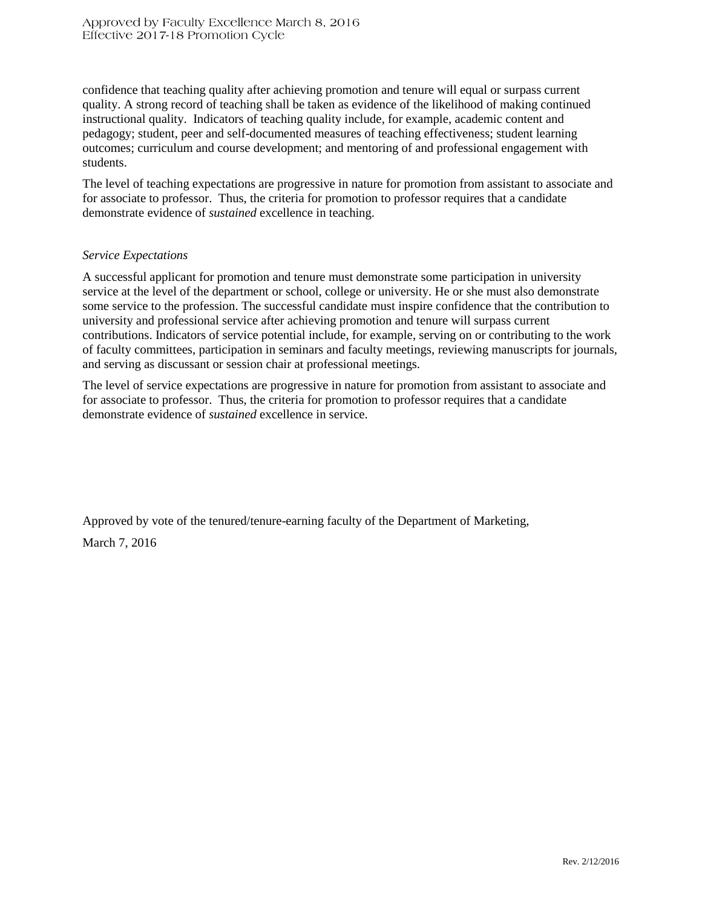confidence that teaching quality after achieving promotion and tenure will equal or surpass current quality. A strong record of teaching shall be taken as evidence of the likelihood of making continued instructional quality. Indicators of teaching quality include, for example, academic content and pedagogy; student, peer and self-documented measures of teaching effectiveness; student learning outcomes; curriculum and course development; and mentoring of and professional engagement with students.

The level of teaching expectations are progressive in nature for promotion from assistant to associate and for associate to professor. Thus, the criteria for promotion to professor requires that a candidate demonstrate evidence of *sustained* excellence in teaching.

*Service Expectations*

A successful applicant for promotion and tenure must demonstrate some participation in university service at the level of the department or school, college or university. He or she must also demonstrate some service to the profession. The successful candidate must inspire confidence that the contribution to university and professional service after achieving promotion and tenure will surpass current contributions. Indicators of service potential include, for example, serving on or contributing to the work of faculty committees, participation in seminars and faculty meetings, reviewing manuscripts for journals, and serving as discussant or session chair at professional meetings.

The level of service expectations are progressive in nature for promotion from assistant to associate and for associate to professor. Thus, the criteria for promotion to professor requires that a candidate demonstrate evidence of *sustained* excellence in service.

Approved by vote of the tenured/tenure-earning faculty of the Department of Marketing,

March 7, 2016